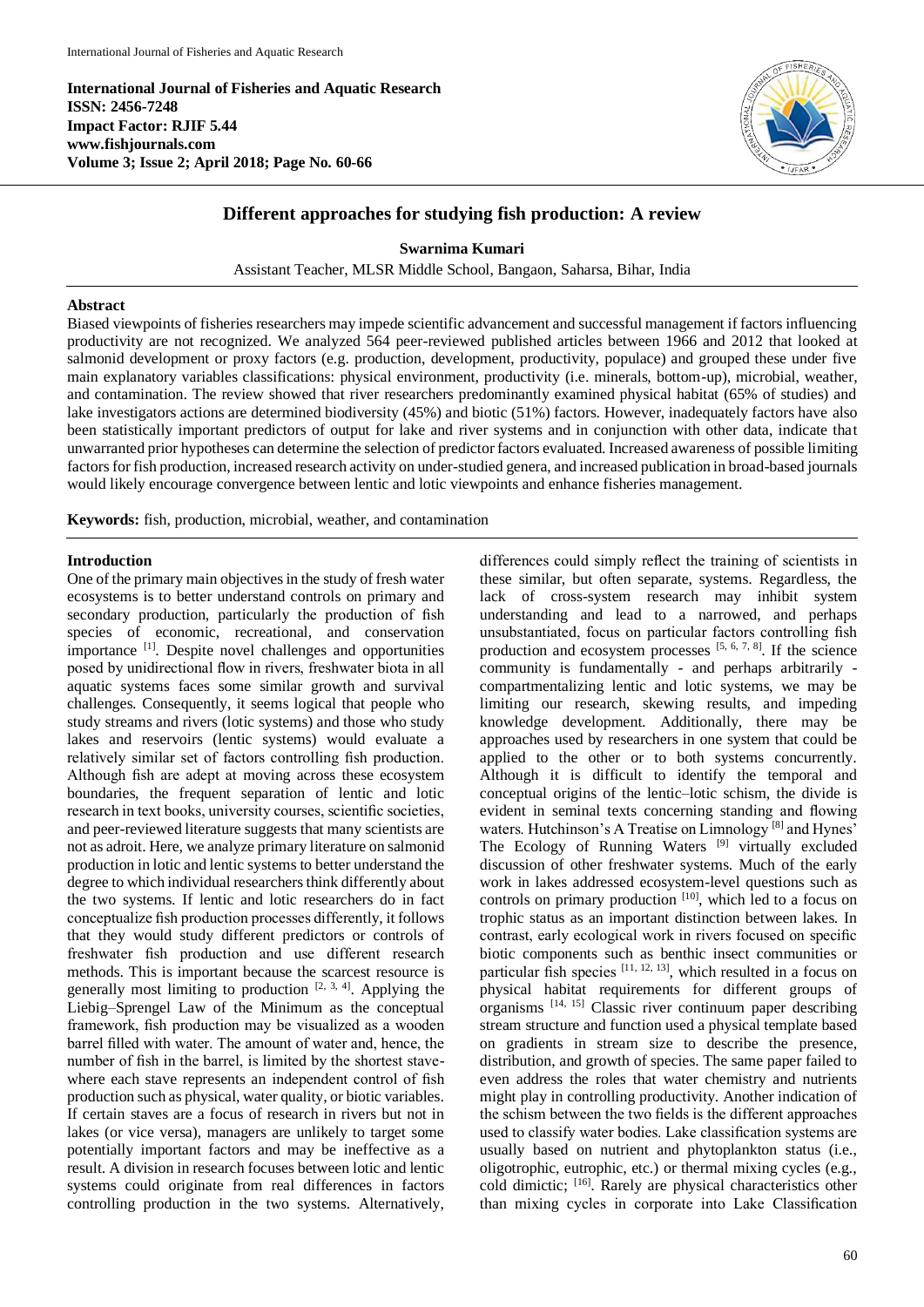**International Journal of Fisheries and Aquatic Research**
**ISSN: 2456-7248**
**Impact Factor: RJIF 5.44**
**www.fishjournals.com**
**Volume 3; Issue 2; April 2018; Page No. 60-66**

# Different approaches for studying fish production: A review

**Swarnima Kumari**

Assistant Teacher, MLSR Middle School, Bangaon, Saharsa, Bihar, India

## Abstract

Biased viewpoints of fisheries researchers may impede scientific advancement and successful management if factors influencing productivity are not recognized. We analyzed 564 peer-reviewed published articles between 1966 and 2012 that looked at salmonid development or proxy factors (e.g. production, development, productivity, populace) and grouped these under five main explanatory variables classifications: physical environment, productivity (i.e. minerals, bottom-up), microbial, weather, and contamination. The review showed that river researchers predominantly examined physical habitat (65% of studies) and lake investigators actions are determined biodiversity (45%) and biotic (51%) factors. However, inadequately factors have also been statistically important predictors of output for lake and river systems and in conjunction with other data, indicate that unwarranted prior hypotheses can determine the selection of predictor factors evaluated. Increased awareness of possible limiting factors for fish production, increased research activity on under-studied genera, and increased publication in broad-based journals would likely encourage convergence between lentic and lotic viewpoints and enhance fisheries management.

**Keywords:** fish, production, microbial, weather, and contamination

## Introduction

One of the primary main objectives in the study of fresh water ecosystems is to better understand controls on primary and secondary production, particularly the production of fish species of economic, recreational, and conservation importance [1]. Despite novel challenges and opportunities posed by unidirectional flow in rivers, freshwater biota in all aquatic systems faces some similar growth and survival challenges. Consequently, it seems logical that people who study streams and rivers (lotic systems) and those who study lakes and reservoirs (lentic systems) would evaluate a relatively similar set of factors controlling fish production. Although fish are adept at moving across these ecosystem boundaries, the frequent separation of lentic and lotic research in text books, university courses, scientific societies, and peer-reviewed literature suggests that many scientists are not as adroit. Here, we analyze primary literature on salmonid production in lotic and lentic systems to better understand the degree to which individual researchers think differently about the two systems. If lentic and lotic researchers do in fact conceptualize fish production processes differently, it follows that they would study different predictors or controls of freshwater fish production and use different research methods. This is important because the scarcest resource is generally most limiting to production [2, 3, 4]. Applying the Liebig–Sprengel Law of the Minimum as the conceptual framework, fish production may be visualized as a wooden barrel filled with water. The amount of water and, hence, the number of fish in the barrel, is limited by the shortest stave-where each stave represents an independent control of fish production such as physical, water quality, or biotic variables. If certain staves are a focus of research in rivers but not in lakes (or vice versa), managers are unlikely to target some potentially important factors and may be ineffective as a result. A division in research focuses between lotic and lentic systems could originate from real differences in factors controlling production in the two systems. Alternatively, differences could simply reflect the training of scientists in these similar, but often separate, systems. Regardless, the lack of cross-system research may inhibit system understanding and lead to a narrowed, and perhaps unsubstantiated, focus on particular factors controlling fish production and ecosystem processes [5, 6, 7, 8]. If the science community is fundamentally - and perhaps arbitrarily - compartmentalizing lentic and lotic systems, we may be limiting our research, skewing results, and impeding knowledge development. Additionally, there may be approaches used by researchers in one system that could be applied to the other or to both systems concurrently. Although it is difficult to identify the temporal and conceptual origins of the lentic–lotic schism, the divide is evident in seminal texts concerning standing and flowing waters. Hutchinson's A Treatise on Limnology [8] and Hynes' The Ecology of Running Waters [9] virtually excluded discussion of other freshwater systems. Much of the early work in lakes addressed ecosystem-level questions such as controls on primary production [10], which led to a focus on trophic status as an important distinction between lakes. In contrast, early ecological work in rivers focused on specific biotic components such as benthic insect communities or particular fish species [11, 12, 13], which resulted in a focus on physical habitat requirements for different groups of organisms [14, 15] Classic river continuum paper describing stream structure and function used a physical template based on gradients in stream size to describe the presence, distribution, and growth of species. The same paper failed to even address the roles that water chemistry and nutrients might play in controlling productivity. Another indication of the schism between the two fields is the different approaches used to classify water bodies. Lake classification systems are usually based on nutrient and phytoplankton status (i.e., oligotrophic, eutrophic, etc.) or thermal mixing cycles (e.g., cold dimictic; [16]. Rarely are physical characteristics other than mixing cycles in corporate into Lake Classification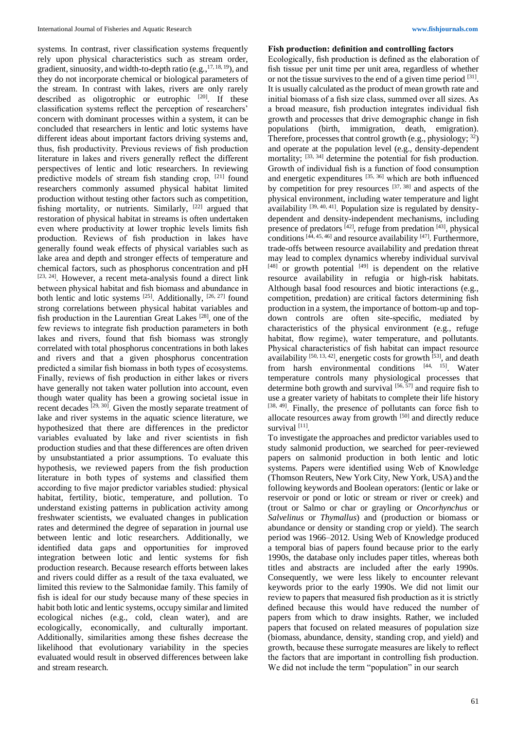systems. In contrast, river classification systems frequently rely upon physical characteristics such as stream order, gradient, sinuosity, and width-to-depth ratio (e.g.,[17, 18, 19]), and they do not incorporate chemical or biological parameters of the stream. In contrast with lakes, rivers are only rarely described as oligotrophic or eutrophic [20]. If these classification systems reflect the perception of researchers' concern with dominant processes within a system, it can be concluded that researchers in lentic and lotic systems have different ideas about important factors driving systems and, thus, fish productivity. Previous reviews of fish production literature in lakes and rivers generally reflect the different perspectives of lentic and lotic researchers. In reviewing predictive models of stream fish standing crop, [21] found researchers commonly assumed physical habitat limited production without testing other factors such as competition, fishing mortality, or nutrients. Similarly, [22] argued that restoration of physical habitat in streams is often undertaken even where productivity at lower trophic levels limits fish production. Reviews of fish production in lakes have generally found weak effects of physical variables such as lake area and depth and stronger effects of temperature and chemical factors, such as phosphorus concentration and pH [23, 24]. However, a recent meta-analysis found a direct link between physical habitat and fish biomass and abundance in both lentic and lotic systems [25]. Additionally, [26, 27] found strong correlations between physical habitat variables and fish production in the Laurentian Great Lakes [28], one of the few reviews to integrate fish production parameters in both lakes and rivers, found that fish biomass was strongly correlated with total phosphorus concentrations in both lakes and rivers and that a given phosphorus concentration predicted a similar fish biomass in both types of ecosystems. Finally, reviews of fish production in either lakes or rivers have generally not taken water pollution into account, even though water quality has been a growing societal issue in recent decades [29, 30]. Given the mostly separate treatment of lake and river systems in the aquatic science literature, we hypothesized that there are differences in the predictor variables evaluated by lake and river scientists in fish production studies and that these differences are often driven by unsubstantiated a prior assumptions. To evaluate this hypothesis, we reviewed papers from the fish production literature in both types of systems and classified them according to five major predictor variables studied: physical habitat, fertility, biotic, temperature, and pollution. To understand existing patterns in publication activity among freshwater scientists, we evaluated changes in publication rates and determined the degree of separation in journal use between lentic and lotic researchers. Additionally, we identified data gaps and opportunities for improved integration between lotic and lentic systems for fish production research. Because research efforts between lakes and rivers could differ as a result of the taxa evaluated, we limited this review to the Salmonidae family. This family of fish is ideal for our study because many of these species in habit both lotic and lentic systems, occupy similar and limited ecological niches (e.g., cold, clean water), and are ecologically, economically, and culturally important. Additionally, similarities among these fishes decrease the likelihood that evolutionary variability in the species evaluated would result in observed differences between lake and stream research.

**Fish production: definition and controlling factors**

Ecologically, fish production is defined as the elaboration of fish tissue per unit time per unit area, regardless of whether or not the tissue survives to the end of a given time period [31]. It is usually calculated as the product of mean growth rate and initial biomass of a fish size class, summed over all sizes. As a broad measure, fish production integrates individual fish growth and processes that drive demographic change in fish populations (birth, immigration, death, emigration). Therefore, processes that control growth (e.g., physiology; [32]) and operate at the population level (e.g., density-dependent mortality; [33, 34] determine the potential for fish production. Growth of individual fish is a function of food consumption and energetic expenditures [35, 36] which are both influenced by competition for prey resources [37, 38] and aspects of the physical environment, including water temperature and light availability [39, 40, 41]. Population size is regulated by density-dependent and density-independent mechanisms, including presence of predators [42], refuge from predation [43], physical conditions [44, 45, 46] and resource availability [47]. Furthermore, trade-offs between resource availability and predation threat may lead to complex dynamics whereby individual survival [48] or growth potential [49] is dependent on the relative resource availability in refugia or high-risk habitats. Although basal food resources and biotic interactions (e.g., competition, predation) are critical factors determining fish production in a system, the importance of bottom-up and top-down controls are often site-specific, mediated by characteristics of the physical environment (e.g., refuge habitat, flow regime), water temperature, and pollutants. Physical characteristics of fish habitat can impact resource availability [50, 13, 42], energetic costs for growth [53], and death from harsh environmental conditions [44, 15]. Water temperature controls many physiological processes that determine both growth and survival [56, 57] and require fish to use a greater variety of habitats to complete their life history [38, 49]. Finally, the presence of pollutants can force fish to allocate resources away from growth [50] and directly reduce survival [11].

To investigate the approaches and predictor variables used to study salmonid production, we searched for peer-reviewed papers on salmonid production in both lentic and lotic systems. Papers were identified using Web of Knowledge (Thomson Reuters, New York City, New York, USA) and the following keywords and Boolean operators: (lentic or lake or reservoir or pond or lotic or stream or river or creek) and (trout or Salmo or char or grayling or *Oncorhynchus* or *Salvelinus* or *Thymallus*) and (production or biomass or abundance or density or standing crop or yield). The search period was 1966–2012. Using Web of Knowledge produced a temporal bias of papers found because prior to the early 1990s, the database only includes paper titles, whereas both titles and abstracts are included after the early 1990s. Consequently, we were less likely to encounter relevant keywords prior to the early 1990s. We did not limit our review to papers that measured fish production as it is strictly defined because this would have reduced the number of papers from which to draw insights. Rather, we included papers that focused on related measures of population size (biomass, abundance, density, standing crop, and yield) and growth, because these surrogate measures are likely to reflect the factors that are important in controlling fish production. We did not include the term "population" in our search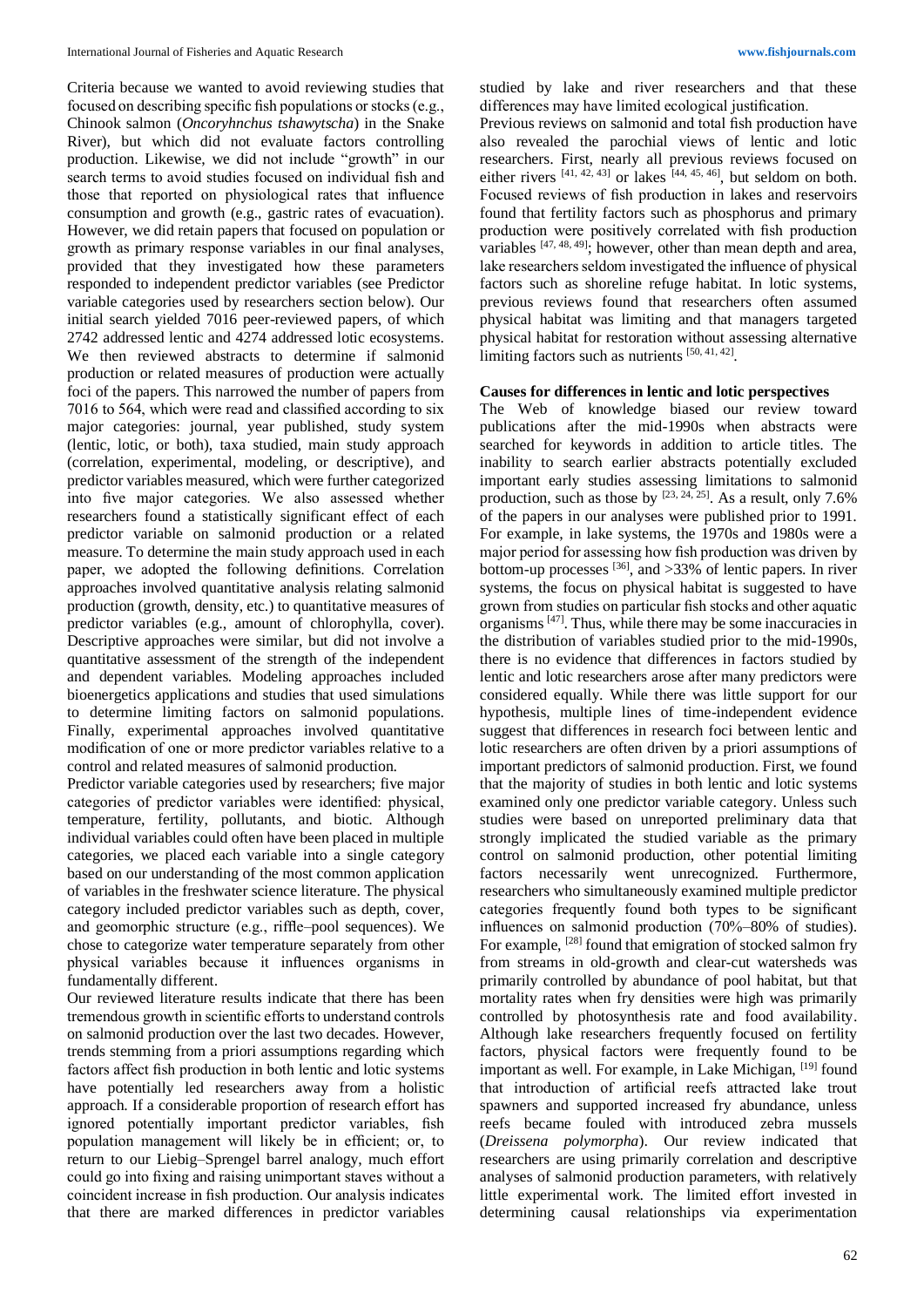Criteria because we wanted to avoid reviewing studies that focused on describing specific fish populations or stocks (e.g., Chinook salmon (*Oncoryhnchus tshawytscha*) in the Snake River), but which did not evaluate factors controlling production. Likewise, we did not include "growth" in our search terms to avoid studies focused on individual fish and those that reported on physiological rates that influence consumption and growth (e.g., gastric rates of evacuation). However, we did retain papers that focused on population or growth as primary response variables in our final analyses, provided that they investigated how these parameters responded to independent predictor variables (see Predictor variable categories used by researchers section below). Our initial search yielded 7016 peer-reviewed papers, of which 2742 addressed lentic and 4274 addressed lotic ecosystems. We then reviewed abstracts to determine if salmonid production or related measures of production were actually foci of the papers. This narrowed the number of papers from 7016 to 564, which were read and classified according to six major categories: journal, year published, study system (lentic, lotic, or both), taxa studied, main study approach (correlation, experimental, modeling, or descriptive), and predictor variables measured, which were further categorized into five major categories. We also assessed whether researchers found a statistically significant effect of each predictor variable on salmonid production or a related measure. To determine the main study approach used in each paper, we adopted the following definitions. Correlation approaches involved quantitative analysis relating salmonid production (growth, density, etc.) to quantitative measures of predictor variables (e.g., amount of chlorophylla, cover). Descriptive approaches were similar, but did not involve a quantitative assessment of the strength of the independent and dependent variables. Modeling approaches included bioenergetics applications and studies that used simulations to determine limiting factors on salmonid populations. Finally, experimental approaches involved quantitative modification of one or more predictor variables relative to a control and related measures of salmonid production.

Predictor variable categories used by researchers; five major categories of predictor variables were identified: physical, temperature, fertility, pollutants, and biotic. Although individual variables could often have been placed in multiple categories, we placed each variable into a single category based on our understanding of the most common application of variables in the freshwater science literature. The physical category included predictor variables such as depth, cover, and geomorphic structure (e.g., riffle–pool sequences). We chose to categorize water temperature separately from other physical variables because it influences organisms in fundamentally different.

Our reviewed literature results indicate that there has been tremendous growth in scientific efforts to understand controls on salmonid production over the last two decades. However, trends stemming from a priori assumptions regarding which factors affect fish production in both lentic and lotic systems have potentially led researchers away from a holistic approach. If a considerable proportion of research effort has ignored potentially important predictor variables, fish population management will likely be in efficient; or, to return to our Liebig–Sprengel barrel analogy, much effort could go into fixing and raising unimportant staves without a coincident increase in fish production. Our analysis indicates that there are marked differences in predictor variables studied by lake and river researchers and that these differences may have limited ecological justification.

Previous reviews on salmonid and total fish production have also revealed the parochial views of lentic and lotic researchers. First, nearly all previous reviews focused on either rivers [41, 42, 43] or lakes [44, 45, 46], but seldom on both. Focused reviews of fish production in lakes and reservoirs found that fertility factors such as phosphorus and primary production were positively correlated with fish production variables [47, 48, 49]; however, other than mean depth and area, lake researchers seldom investigated the influence of physical factors such as shoreline refuge habitat. In lotic systems, previous reviews found that researchers often assumed physical habitat was limiting and that managers targeted physical habitat for restoration without assessing alternative limiting factors such as nutrients [50, 41, 42].

### Causes for differences in lentic and lotic perspectives

The Web of knowledge biased our review toward publications after the mid-1990s when abstracts were searched for keywords in addition to article titles. The inability to search earlier abstracts potentially excluded important early studies assessing limitations to salmonid production, such as those by [23, 24, 25]. As a result, only 7.6% of the papers in our analyses were published prior to 1991. For example, in lake systems, the 1970s and 1980s were a major period for assessing how fish production was driven by bottom-up processes [36], and >33% of lentic papers. In river systems, the focus on physical habitat is suggested to have grown from studies on particular fish stocks and other aquatic organisms [47]. Thus, while there may be some inaccuracies in the distribution of variables studied prior to the mid-1990s, there is no evidence that differences in factors studied by lentic and lotic researchers arose after many predictors were considered equally. While there was little support for our hypothesis, multiple lines of time-independent evidence suggest that differences in research foci between lentic and lotic researchers are often driven by a priori assumptions of important predictors of salmonid production. First, we found that the majority of studies in both lentic and lotic systems examined only one predictor variable category. Unless such studies were based on unreported preliminary data that strongly implicated the studied variable as the primary control on salmonid production, other potential limiting factors necessarily went unrecognized. Furthermore, researchers who simultaneously examined multiple predictor categories frequently found both types to be significant influences on salmonid production (70%–80% of studies). For example, [28] found that emigration of stocked salmon fry from streams in old-growth and clear-cut watersheds was primarily controlled by abundance of pool habitat, but that mortality rates when fry densities were high was primarily controlled by photosynthesis rate and food availability. Although lake researchers frequently focused on fertility factors, physical factors were frequently found to be important as well. For example, in Lake Michigan, [19] found that introduction of artificial reefs attracted lake trout spawners and supported increased fry abundance, unless reefs became fouled with introduced zebra mussels (*Dreissena polymorpha*). Our review indicated that researchers are using primarily correlation and descriptive analyses of salmonid production parameters, with relatively little experimental work. The limited effort invested in determining causal relationships via experimentation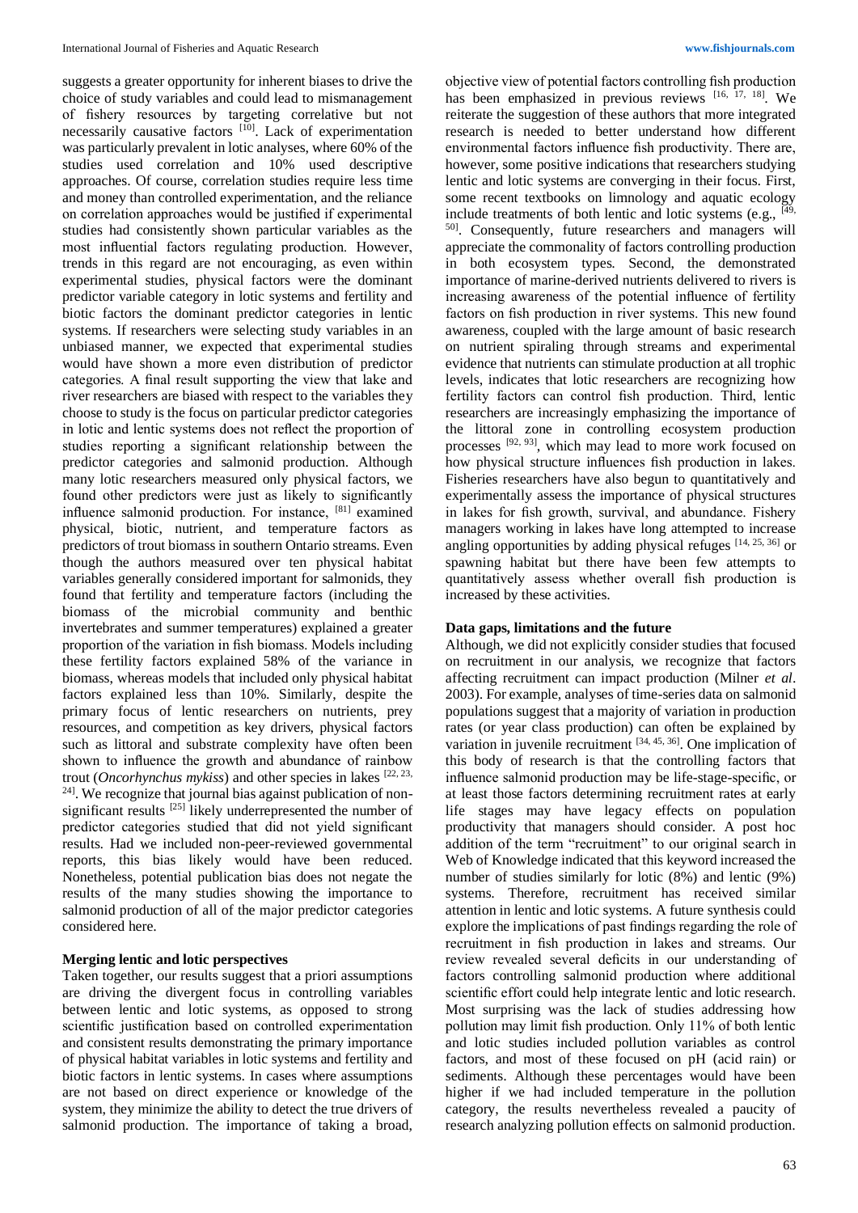suggests a greater opportunity for inherent biases to drive the choice of study variables and could lead to mismanagement of fishery resources by targeting correlative but not necessarily causative factors [10]. Lack of experimentation was particularly prevalent in lotic analyses, where 60% of the studies used correlation and 10% used descriptive approaches. Of course, correlation studies require less time and money than controlled experimentation, and the reliance on correlation approaches would be justified if experimental studies had consistently shown particular variables as the most influential factors regulating production. However, trends in this regard are not encouraging, as even within experimental studies, physical factors were the dominant predictor variable category in lotic systems and fertility and biotic factors the dominant predictor categories in lentic systems. If researchers were selecting study variables in an unbiased manner, we expected that experimental studies would have shown a more even distribution of predictor categories. A final result supporting the view that lake and river researchers are biased with respect to the variables they choose to study is the focus on particular predictor categories in lotic and lentic systems does not reflect the proportion of studies reporting a significant relationship between the predictor categories and salmonid production. Although many lotic researchers measured only physical factors, we found other predictors were just as likely to significantly influence salmonid production. For instance, [81] examined physical, biotic, nutrient, and temperature factors as predictors of trout biomass in southern Ontario streams. Even though the authors measured over ten physical habitat variables generally considered important for salmonids, they found that fertility and temperature factors (including the biomass of the microbial community and benthic invertebrates and summer temperatures) explained a greater proportion of the variation in fish biomass. Models including these fertility factors explained 58% of the variance in biomass, whereas models that included only physical habitat factors explained less than 10%. Similarly, despite the primary focus of lentic researchers on nutrients, prey resources, and competition as key drivers, physical factors such as littoral and substrate complexity have often been shown to influence the growth and abundance of rainbow trout (*Oncorhynchus mykiss*) and other species in lakes [22, 23, 24]. We recognize that journal bias against publication of non-significant results [25] likely underrepresented the number of predictor categories studied that did not yield significant results. Had we included non-peer-reviewed governmental reports, this bias likely would have been reduced. Nonetheless, potential publication bias does not negate the results of the many studies showing the importance to salmonid production of all of the major predictor categories considered here.

**Merging lentic and lotic perspectives**

Taken together, our results suggest that a priori assumptions are driving the divergent focus in controlling variables between lentic and lotic systems, as opposed to strong scientific justification based on controlled experimentation and consistent results demonstrating the primary importance of physical habitat variables in lotic systems and fertility and biotic factors in lentic systems. In cases where assumptions are not based on direct experience or knowledge of the system, they minimize the ability to detect the true drivers of salmonid production. The importance of taking a broad, objective view of potential factors controlling fish production has been emphasized in previous reviews [16, 17, 18]. We reiterate the suggestion of these authors that more integrated research is needed to better understand how different environmental factors influence fish productivity. There are, however, some positive indications that researchers studying lentic and lotic systems are converging in their focus. First, some recent textbooks on limnology and aquatic ecology include treatments of both lentic and lotic systems (e.g., [49, 50]. Consequently, future researchers and managers will appreciate the commonality of factors controlling production in both ecosystem types. Second, the demonstrated importance of marine-derived nutrients delivered to rivers is increasing awareness of the potential influence of fertility factors on fish production in river systems. This new found awareness, coupled with the large amount of basic research on nutrient spiraling through streams and experimental evidence that nutrients can stimulate production at all trophic levels, indicates that lotic researchers are recognizing how fertility factors can control fish production. Third, lentic researchers are increasingly emphasizing the importance of the littoral zone in controlling ecosystem production processes [92, 93], which may lead to more work focused on how physical structure influences fish production in lakes. Fisheries researchers have also begun to quantitatively and experimentally assess the importance of physical structures in lakes for fish growth, survival, and abundance. Fishery managers working in lakes have long attempted to increase angling opportunities by adding physical refuges [14, 25, 36] or spawning habitat but there have been few attempts to quantitatively assess whether overall fish production is increased by these activities.

**Data gaps, limitations and the future**

Although, we did not explicitly consider studies that focused on recruitment in our analysis, we recognize that factors affecting recruitment can impact production (Milner *et al*. 2003). For example, analyses of time-series data on salmonid populations suggest that a majority of variation in production rates (or year class production) can often be explained by variation in juvenile recruitment [34, 45, 36]. One implication of this body of research is that the controlling factors that influence salmonid production may be life-stage-specific, or at least those factors determining recruitment rates at early life stages may have legacy effects on population productivity that managers should consider. A post hoc addition of the term "recruitment" to our original search in Web of Knowledge indicated that this keyword increased the number of studies similarly for lotic (8%) and lentic (9%) systems. Therefore, recruitment has received similar attention in lentic and lotic systems. A future synthesis could explore the implications of past findings regarding the role of recruitment in fish production in lakes and streams. Our review revealed several deficits in our understanding of factors controlling salmonid production where additional scientific effort could help integrate lentic and lotic research. Most surprising was the lack of studies addressing how pollution may limit fish production. Only 11% of both lentic and lotic studies included pollution variables as control factors, and most of these focused on pH (acid rain) or sediments. Although these percentages would have been higher if we had included temperature in the pollution category, the results nevertheless revealed a paucity of research analyzing pollution effects on salmonid production.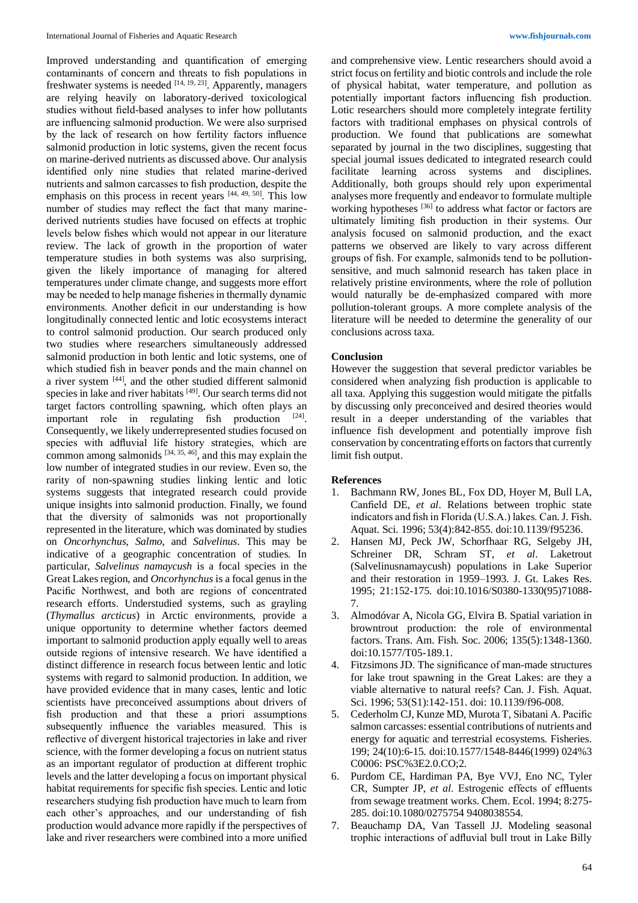Improved understanding and quantification of emerging contaminants of concern and threats to fish populations in freshwater systems is needed [14, 19, 23]. Apparently, managers are relying heavily on laboratory-derived toxicological studies without field-based analyses to infer how pollutants are influencing salmonid production. We were also surprised by the lack of research on how fertility factors influence salmonid production in lotic systems, given the recent focus on marine-derived nutrients as discussed above. Our analysis identified only nine studies that related marine-derived nutrients and salmon carcasses to fish production, despite the emphasis on this process in recent years [44, 49, 50]. This low number of studies may reflect the fact that many marine-derived nutrients studies have focused on effects at trophic levels below fishes which would not appear in our literature review. The lack of growth in the proportion of water temperature studies in both systems was also surprising, given the likely importance of managing for altered temperatures under climate change, and suggests more effort may be needed to help manage fisheries in thermally dynamic environments. Another deficit in our understanding is how longitudinally connected lentic and lotic ecosystems interact to control salmonid production. Our search produced only two studies where researchers simultaneously addressed salmonid production in both lentic and lotic systems, one of which studied fish in beaver ponds and the main channel on a river system [44], and the other studied different salmonid species in lake and river habitats [49]. Our search terms did not target factors controlling spawning, which often plays an important role in regulating fish production [24]. Consequently, we likely underrepresented studies focused on species with adfluvial life history strategies, which are common among salmonids [34, 35, 46], and this may explain the low number of integrated studies in our review. Even so, the rarity of non-spawning studies linking lentic and lotic systems suggests that integrated research could provide unique insights into salmonid production. Finally, we found that the diversity of salmonids was not proportionally represented in the literature, which was dominated by studies on *Oncorhynchus*, *Salmo*, and *Salvelinus*. This may be indicative of a geographic concentration of studies. In particular, *Salvelinus namaycush* is a focal species in the Great Lakes region, and *Oncorhynchus* is a focal genus in the Pacific Northwest, and both are regions of concentrated research efforts. Understudied systems, such as grayling (*Thymallus arcticus*) in Arctic environments, provide a unique opportunity to determine whether factors deemed important to salmonid production apply equally well to areas outside regions of intensive research. We have identified a distinct difference in research focus between lentic and lotic systems with regard to salmonid production. In addition, we have provided evidence that in many cases, lentic and lotic scientists have preconceived assumptions about drivers of fish production and that these a priori assumptions subsequently influence the variables measured. This is reflective of divergent historical trajectories in lake and river science, with the former developing a focus on nutrient status as an important regulator of production at different trophic levels and the latter developing a focus on important physical habitat requirements for specific fish species. Lentic and lotic researchers studying fish production have much to learn from each other's approaches, and our understanding of fish production would advance more rapidly if the perspectives of lake and river researchers were combined into a more unified and comprehensive view. Lentic researchers should avoid a strict focus on fertility and biotic controls and include the role of physical habitat, water temperature, and pollution as potentially important factors influencing fish production. Lotic researchers should more completely integrate fertility factors with traditional emphases on physical controls of production. We found that publications are somewhat separated by journal in the two disciplines, suggesting that special journal issues dedicated to integrated research could facilitate learning across systems and disciplines. Additionally, both groups should rely upon experimental analyses more frequently and endeavor to formulate multiple working hypotheses [36] to address what factor or factors are ultimately limiting fish production in their systems. Our analysis focused on salmonid production, and the exact patterns we observed are likely to vary across different groups of fish. For example, salmonids tend to be pollution-sensitive, and much salmonid research has taken place in relatively pristine environments, where the role of pollution would naturally be de-emphasized compared with more pollution-tolerant groups. A more complete analysis of the literature will be needed to determine the generality of our conclusions across taxa.

## Conclusion

However the suggestion that several predictor variables be considered when analyzing fish production is applicable to all taxa. Applying this suggestion would mitigate the pitfalls by discussing only preconceived and desired theories would result in a deeper understanding of the variables that influence fish development and potentially improve fish conservation by concentrating efforts on factors that currently limit fish output.

## References

1. Bachmann RW, Jones BL, Fox DD, Hoyer M, Bull LA, Canfield DE, *et al*. Relations between trophic state indicators and fish in Florida (U.S.A.) lakes. Can. J. Fish. Aquat. Sci. 1996; 53(4):842-855. doi:10.1139/f95236.
2. Hansen MJ, Peck JW, Schorfhaar RG, Selgeby JH, Schreiner DR, Schram ST, *et al*. Laketrout (Salvelinusnamaycush) populations in Lake Superior and their restoration in 1959–1993. J. Gt. Lakes Res. 1995; 21:152-175. doi:10.1016/S0380-1330(95)71088-7.
3. Almodóvar A, Nicola GG, Elvira B. Spatial variation in browntrout production: the role of environmental factors. Trans. Am. Fish. Soc. 2006; 135(5):1348-1360. doi:10.1577/T05-189.1.
4. Fitzsimons JD. The significance of man-made structures for lake trout spawning in the Great Lakes: are they a viable alternative to natural reefs? Can. J. Fish. Aquat. Sci. 1996; 53(S1):142-151. doi: 10.1139/f96-008.
5. Cederholm CJ, Kunze MD, Murota T, Sibatani A. Pacific salmon carcasses: essential contributions of nutrients and energy for aquatic and terrestrial ecosystems. Fisheries. 199; 24(10):6-15. doi:10.1577/1548-8446(1999) 024%3C0006: PSC%3E2.0.CO;2.
6. Purdom CE, Hardiman PA, Bye VVJ, Eno NC, Tyler CR, Sumpter JP, *et al*. Estrogenic effects of effluents from sewage treatment works. Chem. Ecol. 1994; 8:275-285. doi:10.1080/0275754 9408038554.
7. Beauchamp DA, Van Tassell JJ. Modeling seasonal trophic interactions of adfluvial bull trout in Lake Billy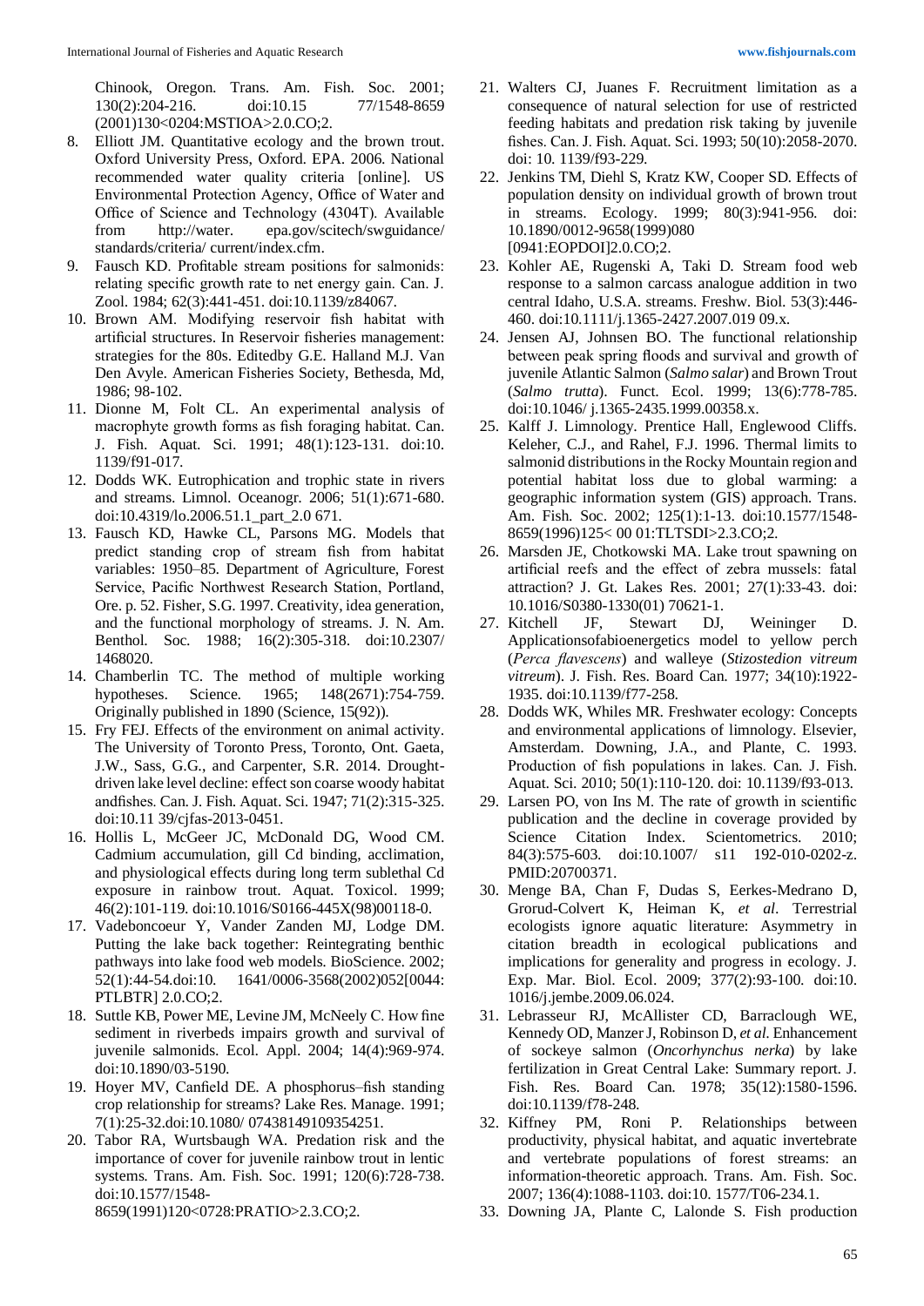Chinook, Oregon. Trans. Am. Fish. Soc. 2001; 130(2):204-216. doi:10.15 77/1548-8659 (2001)130<0204:MSTIOA>2.0.CO;2.

8. Elliott JM. Quantitative ecology and the brown trout. Oxford University Press, Oxford. EPA. 2006. National recommended water quality criteria [online]. US Environmental Protection Agency, Office of Water and Office of Science and Technology (4304T). Available from http://water. epa.gov/scitech/swguidance/ standards/criteria/ current/index.cfm.
9. Fausch KD. Profitable stream positions for salmonids: relating specific growth rate to net energy gain. Can. J. Zool. 1984; 62(3):441-451. doi:10.1139/z84067.
10. Brown AM. Modifying reservoir fish habitat with artificial structures. In Reservoir fisheries management: strategies for the 80s. Editedby G.E. Halland M.J. Van Den Avyle. American Fisheries Society, Bethesda, Md, 1986; 98-102.
11. Dionne M, Folt CL. An experimental analysis of macrophyte growth forms as fish foraging habitat. Can. J. Fish. Aquat. Sci. 1991; 48(1):123-131. doi:10. 1139/f91-017.
12. Dodds WK. Eutrophication and trophic state in rivers and streams. Limnol. Oceanogr. 2006; 51(1):671-680. doi:10.4319/lo.2006.51.1_part_2.0 671.
13. Fausch KD, Hawke CL, Parsons MG. Models that predict standing crop of stream fish from habitat variables: 1950–85. Department of Agriculture, Forest Service, Pacific Northwest Research Station, Portland, Ore. p. 52. Fisher, S.G. 1997. Creativity, idea generation, and the functional morphology of streams. J. N. Am. Benthol. Soc. 1988; 16(2):305-318. doi:10.2307/ 1468020.
14. Chamberlin TC. The method of multiple working hypotheses. Science. 1965; 148(2671):754-759. Originally published in 1890 (Science, 15(92)).
15. Fry FEJ. Effects of the environment on animal activity. The University of Toronto Press, Toronto, Ont. Gaeta, J.W., Sass, G.G., and Carpenter, S.R. 2014. Drought-driven lake level decline: effect son coarse woody habitat andfishes. Can. J. Fish. Aquat. Sci. 1947; 71(2):315-325. doi:10.11 39/cjfas-2013-0451.
16. Hollis L, McGeer JC, McDonald DG, Wood CM. Cadmium accumulation, gill Cd binding, acclimation, and physiological effects during long term sublethal Cd exposure in rainbow trout. Aquat. Toxicol. 1999; 46(2):101-119. doi:10.1016/S0166-445X(98)00118-0.
17. Vadeboncoeur Y, Vander Zanden MJ, Lodge DM. Putting the lake back together: Reintegrating benthic pathways into lake food web models. BioScience. 2002; 52(1):44-54.doi:10. 1641/0006-3568(2002)052[0044: PTLBTR] 2.0.CO;2.
18. Suttle KB, Power ME, Levine JM, McNeely C. How fine sediment in riverbeds impairs growth and survival of juvenile salmonids. Ecol. Appl. 2004; 14(4):969-974. doi:10.1890/03-5190.
19. Hoyer MV, Canfield DE. A phosphorus–fish standing crop relationship for streams? Lake Res. Manage. 1991; 7(1):25-32.doi:10.1080/ 07438149109354251.
20. Tabor RA, Wurtsbaugh WA. Predation risk and the importance of cover for juvenile rainbow trout in lentic systems. Trans. Am. Fish. Soc. 1991; 120(6):728-738. doi:10.1577/1548-8659(1991)120<0728:PRATIO>2.3.CO;2.
21. Walters CJ, Juanes F. Recruitment limitation as a consequence of natural selection for use of restricted feeding habitats and predation risk taking by juvenile fishes. Can. J. Fish. Aquat. Sci. 1993; 50(10):2058-2070. doi: 10. 1139/f93-229.
22. Jenkins TM, Diehl S, Kratz KW, Cooper SD. Effects of population density on individual growth of brown trout in streams. Ecology. 1999; 80(3):941-956. doi: 10.1890/0012-9658(1999)080 [0941:EOPDOI]2.0.CO;2.
23. Kohler AE, Rugenski A, Taki D. Stream food web response to a salmon carcass analogue addition in two central Idaho, U.S.A. streams. Freshw. Biol. 53(3):446-460. doi:10.1111/j.1365-2427.2007.019 09.x.
24. Jensen AJ, Johnsen BO. The functional relationship between peak spring floods and survival and growth of juvenile Atlantic Salmon (*Salmo salar*) and Brown Trout (*Salmo trutta*). Funct. Ecol. 1999; 13(6):778-785. doi:10.1046/ j.1365-2435.1999.00358.x.
25. Kalff J. Limnology. Prentice Hall, Englewood Cliffs. Keleher, C.J., and Rahel, F.J. 1996. Thermal limits to salmonid distributions in the Rocky Mountain region and potential habitat loss due to global warming: a geographic information system (GIS) approach. Trans. Am. Fish. Soc. 2002; 125(1):1-13. doi:10.1577/1548-8659(1996)125< 00 01:TLTSDI>2.3.CO;2.
26. Marsden JE, Chotkowski MA. Lake trout spawning on artificial reefs and the effect of zebra mussels: fatal attraction? J. Gt. Lakes Res. 2001; 27(1):33-43. doi: 10.1016/S0380-1330(01) 70621-1.
27. Kitchell JF, Stewart DJ, Weininger D. Applicationsofabioenergetics model to yellow perch (*Perca flavescens*) and walleye (*Stizostedion vitreum vitreum*). J. Fish. Res. Board Can. 1977; 34(10):1922-1935. doi:10.1139/f77-258.
28. Dodds WK, Whiles MR. Freshwater ecology: Concepts and environmental applications of limnology. Elsevier, Amsterdam. Downing, J.A., and Plante, C. 1993. Production of fish populations in lakes. Can. J. Fish. Aquat. Sci. 2010; 50(1):110-120. doi: 10.1139/f93-013.
29. Larsen PO, von Ins M. The rate of growth in scientific publication and the decline in coverage provided by Science Citation Index. Scientometrics. 2010; 84(3):575-603. doi:10.1007/ s11 192-010-0202-z. PMID:20700371.
30. Menge BA, Chan F, Dudas S, Eerkes-Medrano D, Grorud-Colvert K, Heiman K, *et al*. Terrestrial ecologists ignore aquatic literature: Asymmetry in citation breadth in ecological publications and implications for generality and progress in ecology. J. Exp. Mar. Biol. Ecol. 2009; 377(2):93-100. doi:10. 1016/j.jembe.2009.06.024.
31. Lebrasseur RJ, McAllister CD, Barraclough WE, Kennedy OD, Manzer J, Robinson D, *et al*. Enhancement of sockeye salmon (*Oncorhynchus nerka*) by lake fertilization in Great Central Lake: Summary report. J. Fish. Res. Board Can. 1978; 35(12):1580-1596. doi:10.1139/f78-248.
32. Kiffney PM, Roni P. Relationships between productivity, physical habitat, and aquatic invertebrate and vertebrate populations of forest streams: an information-theoretic approach. Trans. Am. Fish. Soc. 2007; 136(4):1088-1103. doi:10. 1577/T06-234.1.
33. Downing JA, Plante C, Lalonde S. Fish production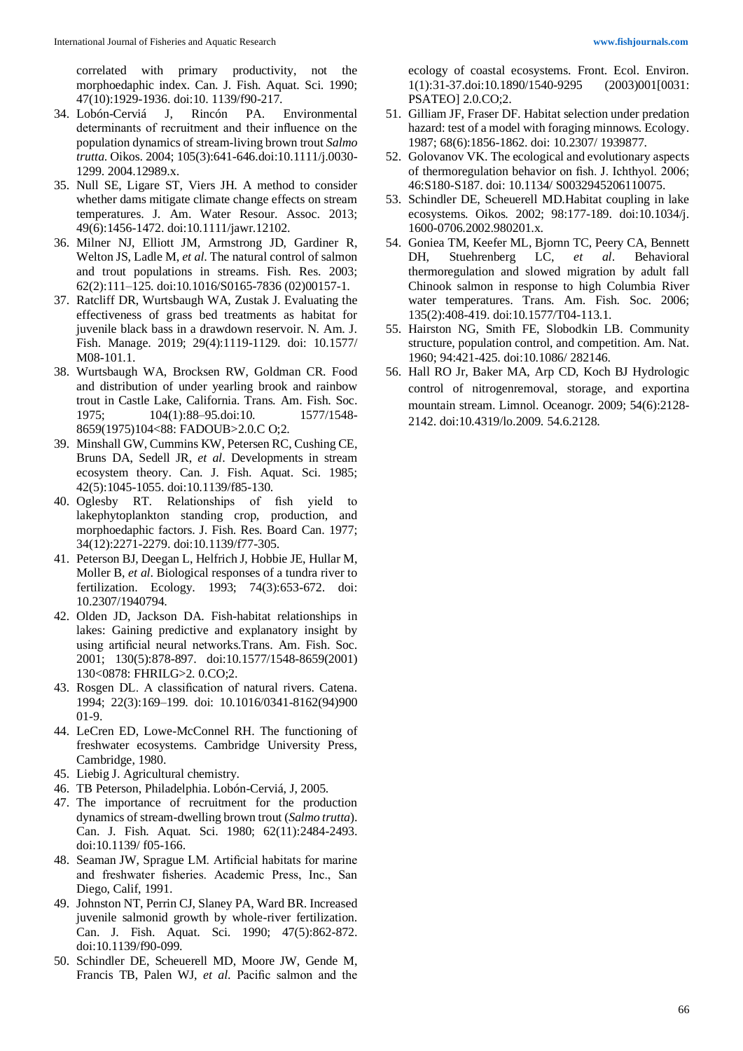correlated with primary productivity, not the morphoedaphic index. Can. J. Fish. Aquat. Sci. 1990; 47(10):1929-1936. doi:10. 1139/f90-217.

34. Lobón-Cerviá J, Rincón PA. Environmental determinants of recruitment and their influence on the population dynamics of stream-living brown trout *Salmo trutta*. Oikos. 2004; 105(3):641-646.doi:10.1111/j.0030-1299. 2004.12989.x.
35. Null SE, Ligare ST, Viers JH. A method to consider whether dams mitigate climate change effects on stream temperatures. J. Am. Water Resour. Assoc. 2013; 49(6):1456-1472. doi:10.1111/jawr.12102.
36. Milner NJ, Elliott JM, Armstrong JD, Gardiner R, Welton JS, Ladle M, *et al*. The natural control of salmon and trout populations in streams. Fish. Res. 2003; 62(2):111–125. doi:10.1016/S0165-7836 (02)00157-1.
37. Ratcliff DR, Wurtsbaugh WA, Zustak J. Evaluating the effectiveness of grass bed treatments as habitat for juvenile black bass in a drawdown reservoir. N. Am. J. Fish. Manage. 2019; 29(4):1119-1129. doi: 10.1577/ M08-101.1.
38. Wurtsbaugh WA, Brocksen RW, Goldman CR. Food and distribution of under yearling brook and rainbow trout in Castle Lake, California. Trans. Am. Fish. Soc. 1975; 104(1):88–95.doi:10. 1577/1548-8659(1975)104<88: FADOUB>2.0.C O;2.
39. Minshall GW, Cummins KW, Petersen RC, Cushing CE, Bruns DA, Sedell JR, *et al*. Developments in stream ecosystem theory. Can. J. Fish. Aquat. Sci. 1985; 42(5):1045-1055. doi:10.1139/f85-130.
40. Oglesby RT. Relationships of fish yield to lakephytoplankton standing crop, production, and morphoedaphic factors. J. Fish. Res. Board Can. 1977; 34(12):2271-2279. doi:10.1139/f77-305.
41. Peterson BJ, Deegan L, Helfrich J, Hobbie JE, Hullar M, Moller B, *et al*. Biological responses of a tundra river to fertilization. Ecology. 1993; 74(3):653-672. doi: 10.2307/1940794.
42. Olden JD, Jackson DA. Fish-habitat relationships in lakes: Gaining predictive and explanatory insight by using artificial neural networks.Trans. Am. Fish. Soc. 2001; 130(5):878-897. doi:10.1577/1548-8659(2001) 130<0878: FHRILG>2. 0.CO;2.
43. Rosgen DL. A classification of natural rivers. Catena. 1994; 22(3):169–199. doi: 10.1016/0341-8162(94)900 01-9.
44. LeCren ED, Lowe-McConnel RH. The functioning of freshwater ecosystems. Cambridge University Press, Cambridge, 1980.
45. Liebig J. Agricultural chemistry.
46. TB Peterson, Philadelphia. Lobón-Cerviá, J, 2005.
47. The importance of recruitment for the production dynamics of stream-dwelling brown trout (*Salmo trutta*). Can. J. Fish. Aquat. Sci. 1980; 62(11):2484-2493. doi:10.1139/ f05-166.
48. Seaman JW, Sprague LM. Artificial habitats for marine and freshwater fisheries. Academic Press, Inc., San Diego, Calif, 1991.
49. Johnston NT, Perrin CJ, Slaney PA, Ward BR. Increased juvenile salmonid growth by whole-river fertilization. Can. J. Fish. Aquat. Sci. 1990; 47(5):862-872. doi:10.1139/f90-099.
50. Schindler DE, Scheuerell MD, Moore JW, Gende M, Francis TB, Palen WJ, *et al*. Pacific salmon and the ecology of coastal ecosystems. Front. Ecol. Environ. 1(1):31-37.doi:10.1890/1540-9295 (2003)001[0031: PSATEO] 2.0.CO;2.
51. Gilliam JF, Fraser DF. Habitat selection under predation hazard: test of a model with foraging minnows. Ecology. 1987; 68(6):1856-1862. doi: 10.2307/ 1939877.
52. Golovanov VK. The ecological and evolutionary aspects of thermoregulation behavior on fish. J. Ichthyol. 2006; 46:S180-S187. doi: 10.1134/ S0032945206110075.
53. Schindler DE, Scheuerell MD.Habitat coupling in lake ecosystems. Oikos. 2002; 98:177-189. doi:10.1034/j. 1600-0706.2002.980201.x.
54. Goniea TM, Keefer ML, Bjornn TC, Peery CA, Bennett DH, Stuehrenberg LC, *et al*. Behavioral thermoregulation and slowed migration by adult fall Chinook salmon in response to high Columbia River water temperatures. Trans. Am. Fish. Soc. 2006; 135(2):408-419. doi:10.1577/T04-113.1.
55. Hairston NG, Smith FE, Slobodkin LB. Community structure, population control, and competition. Am. Nat. 1960; 94:421-425. doi:10.1086/ 282146.
56. Hall RO Jr, Baker MA, Arp CD, Koch BJ Hydrologic control of nitrogenremoval, storage, and exportina mountain stream. Limnol. Oceanogr. 2009; 54(6):2128-2142. doi:10.4319/lo.2009. 54.6.2128.